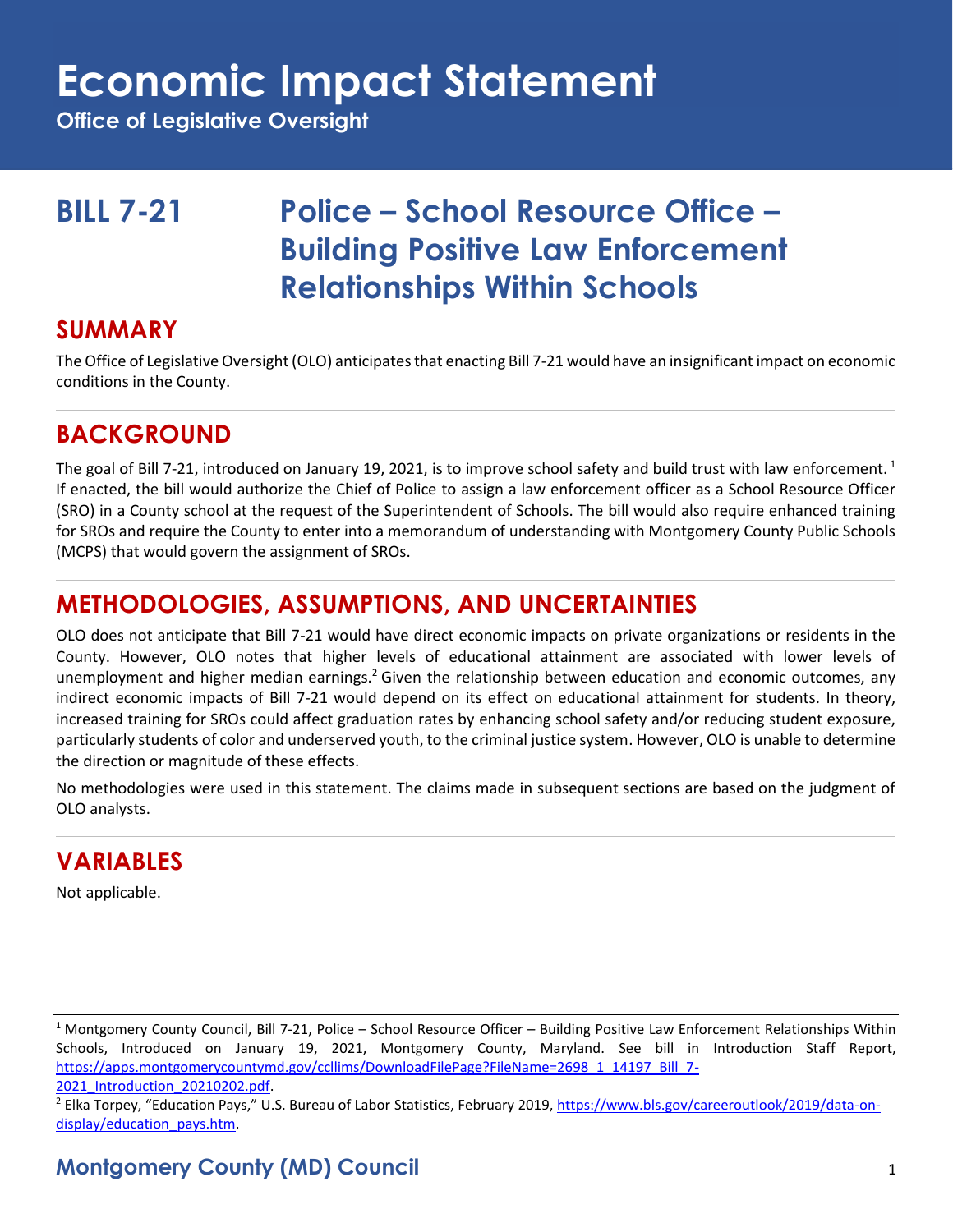# Economic Impact Statement

**Office of Legislative Oversight**

## BILL 7-21 Police – School Resource Office – Building Positive Law Enforcement Relationships Within Schools

## SUMMARY

The Office of Legislative Oversight (OLO) anticipates that enacting Bill 7-21 would have an insignificant impact on economic conditions in the County.

## BACKGROUND

The goal of Bill 7-21, introduced on January 19, 2021, is to improve school safety and build trust with law enforcement.[1] If enacted, the bill would authorize the Chief of Police to assign a law enforcement officer as a School Resource Officer (SRO) in a County school at the request of the Superintendent of Schools. The bill would also require enhanced training for SROs and require the County to enter into a memorandum of understanding with Montgomery County Public Schools (MCPS) that would govern the assignment of SROs.

## METHODOLOGIES, ASSUMPTIONS, AND UNCERTAINTIES

OLO does not anticipate that Bill 7-21 would have direct economic impacts on private organizations or residents in the County. However, OLO notes that higher levels of educational attainment are associated with lower levels of unemployment and higher median earnings.[2] Given the relationship between education and economic outcomes, any indirect economic impacts of Bill 7-21 would depend on its effect on educational attainment for students. In theory, increased training for SROs could affect graduation rates by enhancing school safety and/or reducing student exposure, particularly students of color and underserved youth, to the criminal justice system. However, OLO is unable to determine the direction or magnitude of these effects.

No methodologies were used in this statement. The claims made in subsequent sections are based on the judgment of OLO analysts.

## VARIABLES

Not applicable.

---

[1] Montgomery County Council, Bill 7-21, Police – School Resource Officer – Building Positive Law Enforcement Relationships Within Schools, Introduced on January 19, 2021, Montgomery County, Maryland. See bill in Introduction Staff Report, https://apps.montgomerycountymd.gov/ccllims/DownloadFilePage?FileName=2698_1_14197_Bill_7-2021_Introduction_20210202.pdf.

[2] Elka Torpey, "Education Pays," U.S. Bureau of Labor Statistics, February 2019, https://www.bls.gov/careeroutlook/2019/data-on-display/education_pays.htm.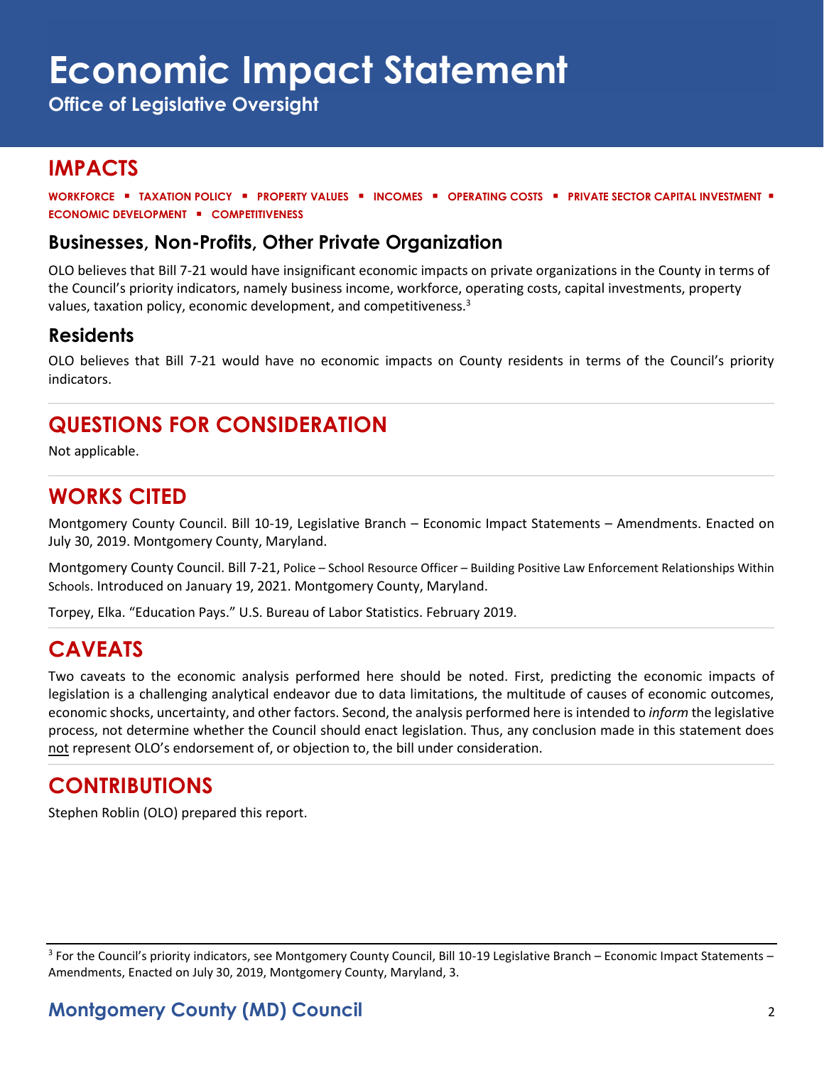# Economic Impact Statement

**Office of Legislative Oversight**

## IMPACTS

**WORKFORCE ▪ TAXATION POLICY ▪ PROPERTY VALUES ▪ INCOMES ▪ OPERATING COSTS ▪ PRIVATE SECTOR CAPITAL INVESTMENT ▪ ECONOMIC DEVELOPMENT ▪ COMPETITIVENESS**

### Businesses, Non-Profits, Other Private Organization

OLO believes that Bill 7-21 would have insignificant economic impacts on private organizations in the County in terms of the Council's priority indicators, namely business income, workforce, operating costs, capital investments, property values, taxation policy, economic development, and competitiveness.[3]

### Residents

OLO believes that Bill 7-21 would have no economic impacts on County residents in terms of the Council's priority indicators.

## QUESTIONS FOR CONSIDERATION

Not applicable.

## WORKS CITED

Montgomery County Council. Bill 10-19, Legislative Branch – Economic Impact Statements – Amendments. Enacted on July 30, 2019. Montgomery County, Maryland.

Montgomery County Council. Bill 7-21, Police – School Resource Officer – Building Positive Law Enforcement Relationships Within Schools. Introduced on January 19, 2021. Montgomery County, Maryland.

Torpey, Elka. "Education Pays." U.S. Bureau of Labor Statistics. February 2019.

## CAVEATS

Two caveats to the economic analysis performed here should be noted. First, predicting the economic impacts of legislation is a challenging analytical endeavor due to data limitations, the multitude of causes of economic outcomes, economic shocks, uncertainty, and other factors. Second, the analysis performed here is intended to *inform* the legislative process, not determine whether the Council should enact legislation. Thus, any conclusion made in this statement does not represent OLO's endorsement of, or objection to, the bill under consideration.

## CONTRIBUTIONS

Stephen Roblin (OLO) prepared this report.

[3] For the Council's priority indicators, see Montgomery County Council, Bill 10-19 Legislative Branch – Economic Impact Statements – Amendments, Enacted on July 30, 2019, Montgomery County, Maryland, 3.